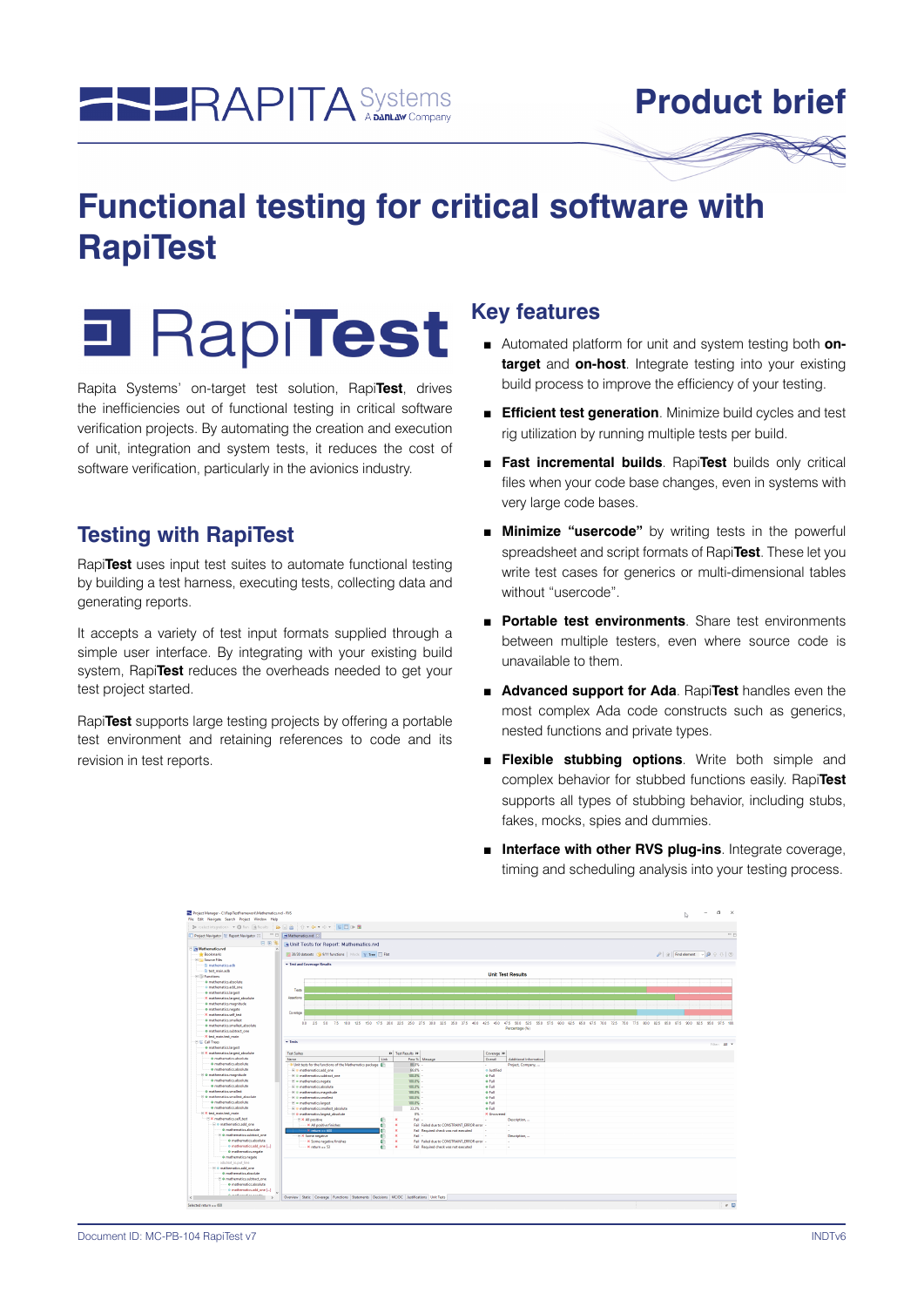# Functional testing for critical software with RapiTest

Rapita Systems' on-target test solution, Rapi**Test**, drives the inefficiencies out of functional testing in critical software verification projects. By automating the creation and execution of unit, integration and system tests, it reduces the cost of software verification, particularly in the avionics industry.

## Testing with RapiTest

Rapi**Test** uses input test suites to automate functional testing by building a test harness, executing tests, collecting data and generating reports.

It accepts a variety of test input formats supplied through a simple user interface. By integrating with your existing build system, Rapi**Test** reduces the overheads needed to get your test project started.

Rapi**Test** supports large testing projects by offering a portable test environment and retaining references to code and its revision in test reports.

## Key features

- Automated platform for unit and system testing both **on-target** and **on-host**. Integrate testing into your existing build process to improve the efficiency of your testing.
- **Efficient test generation**. Minimize build cycles and test rig utilization by running multiple tests per build.
- **Fast incremental builds**. Rapi**Test** builds only critical files when your code base changes, even in systems with very large code bases.
- **Minimize "usercode"** by writing tests in the powerful spreadsheet and script formats of Rapi**Test**. These let you write test cases for generics or multi-dimensional tables without "usercode".
- **Portable test environments**. Share test environments between multiple testers, even where source code is unavailable to them.
- **Advanced support for Ada**. Rapi**Test** handles even the most complex Ada code constructs such as generics, nested functions and private types.
- **Flexible stubbing options**. Write both simple and complex behavior for stubbed functions easily. Rapi**Test** supports all types of stubbing behavior, including stubs, fakes, mocks, spies and dummies.
- **Interface with other RVS plug-ins**. Integrate coverage, timing and scheduling analysis into your testing process.

Document ID: MC-PB-104 RapiTest v7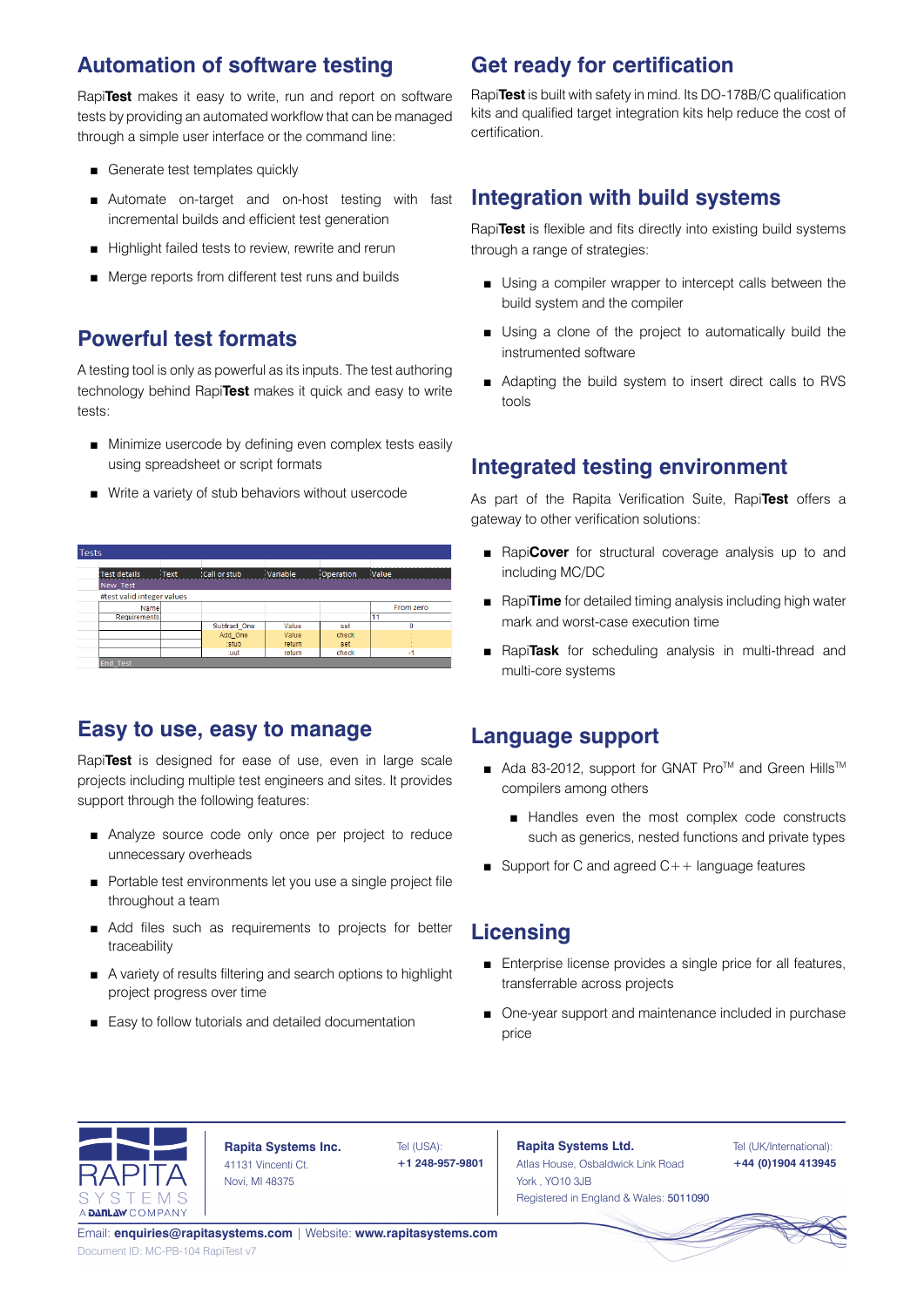## Automation of software testing

Rapi**Test** makes it easy to write, run and report on software tests by providing an automated workflow that can be managed through a simple user interface or the command line:

- Generate test templates quickly
- Automate on-target and on-host testing with fast incremental builds and efficient test generation
- Highlight failed tests to review, rewrite and rerun
- Merge reports from different test runs and builds

## Powerful test formats

A testing tool is only as powerful as its inputs. The test authoring technology behind Rapi**Test** makes it quick and easy to write tests:

- Minimize usercode by defining even complex tests easily using spreadsheet or script formats
- Write a variety of stub behaviors without usercode

Tests

| Test details | Text | Call or stub | Variable | Operation | Value |
|---|---|---|---|---|---|
| New_Test | | | | | |
| #test valid integer values | | | | | |
| Name | | | | | From zero |
| Requirements | | | | | 11 |
| | | Subtract_One | Value | set | 0 |
| | | Add_One | Value | check | : |
| | | :stub | return | set | : |
| | | uut | return | check | -1 |
| End_Test | | | | | |

## Easy to use, easy to manage

Rapi**Test** is designed for ease of use, even in large scale projects including multiple test engineers and sites. It provides support through the following features:

- Analyze source code only once per project to reduce unnecessary overheads
- Portable test environments let you use a single project file throughout a team
- Add files such as requirements to projects for better traceability
- A variety of results filtering and search options to highlight project progress over time
- Easy to follow tutorials and detailed documentation

## Get ready for certification

Rapi**Test** is built with safety in mind. Its DO-178B/C qualification kits and qualified target integration kits help reduce the cost of certification.

## Integration with build systems

Rapi**Test** is flexible and fits directly into existing build systems through a range of strategies:

- Using a compiler wrapper to intercept calls between the build system and the compiler
- Using a clone of the project to automatically build the instrumented software
- Adapting the build system to insert direct calls to RVS tools

## Integrated testing environment

As part of the Rapita Verification Suite, Rapi**Test** offers a gateway to other verification solutions:

- Rapi**Cover** for structural coverage analysis up to and including MC/DC
- Rapi**Time** for detailed timing analysis including high water mark and worst-case execution time
- Rapi**Task** for scheduling analysis in multi-thread and multi-core systems

## Language support

- Ada 83-2012, support for GNAT Pro™ and Green Hills™ compilers among others
  - Handles even the most complex code constructs such as generics, nested functions and private types
- Support for C and agreed C++ language features

## Licensing

- Enterprise license provides a single price for all features, transferrable across projects
- One-year support and maintenance included in purchase price

RAPITA SYSTEMS — A DANLAW COMPANY

**Rapita Systems Inc.**
41131 Vincenti Ct.
Novi, MI 48375

Tel (USA):
**+1 248-957-9801**

**Rapita Systems Ltd.**
Atlas House, Osbaldwick Link Road
York , YO10 3JB
Registered in England & Wales: 5011090

Tel (UK/International):
**+44 (0)1904 413945**

Email: **enquiries@rapitasystems.com** | Website: **www.rapitasystems.com**

Document ID: MC-PB-104 RapiTest v7